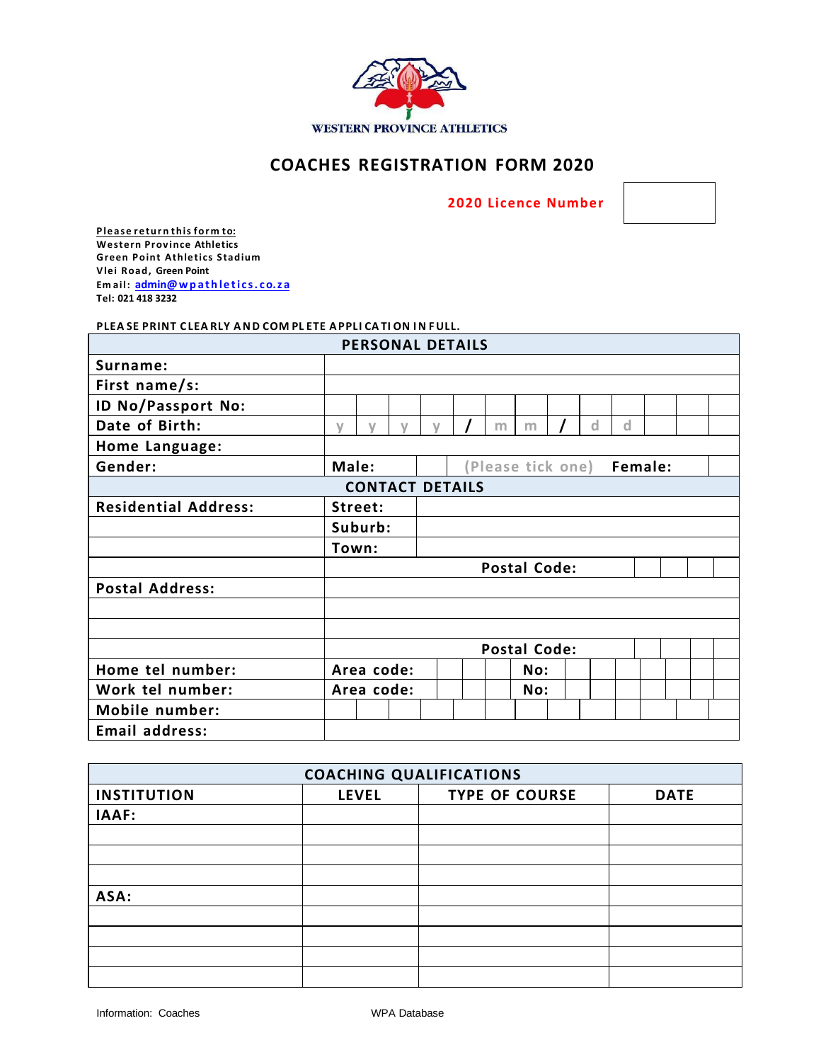WESTERN PROVINCE ATHLETICS

# COACHES REGISTRATION FORM 2020

**2020 Licence Number** ______

**Please return this form to:**
**Western Province Athletics**
**Green Point Athletics Stadium**
**Vlei Road, Green Point**
**Email: admin@wpathletics.co.za**
**Tel: 021 418 3232**

**PLEASE PRINT CLEARLY AND COMPLETE APPLICATION IN FULL.**

| PERSONAL DETAILS | | | | | | | | | | | | | |
|---|---|---|---|---|---|---|---|---|---|---|---|---|---|
| **Surname:** | | | | | | | | | | | | | |
| **First name/s:** | | | | | | | | | | | | | |
| **ID No/Passport No:** | | | | | | | | | | | | | |
| **Date of Birth:** | y | y | y | y | / | m | m | / | d | d | | | |
| **Home Language:** | | | | | | | | | | | | | |
| **Gender:** | **Male:** | | (Please tick one) | | | | | | **Female:** | | | | |
| CONTACT DETAILS | | | | | | | | | | | | | |
| **Residential Address:** | **Street:** | | | | | | | | | | | | |
| | **Suburb:** | | | | | | | | | | | | |
| | **Town:** | | | | | | | | | | | | |
| | **Postal Code:** | | | | | | | | | | | | |
| **Postal Address:** | | | | | | | | | | | | | |
| | | | | | | | | | | | | | |
| | | | | | | | | | | | | | |
| | **Postal Code:** | | | | | | | | | | | | |
| **Home tel number:** | **Area code:** | | | | **No:** | | | | | | | | |
| **Work tel number:** | **Area code:** | | | | **No:** | | | | | | | | |
| **Mobile number:** | | | | | | | | | | | | | |
| **Email address:** | | | | | | | | | | | | | |

| COACHING QUALIFICATIONS | | | |
|---|---|---|---|
| **INSTITUTION** | **LEVEL** | **TYPE OF COURSE** | **DATE** |
| **IAAF:** | | | |
| | | | |
| | | | |
| | | | |
| **ASA:** | | | |
| | | | |
| | | | |
| | | | |
| | | | |

Information: Coaches WPA Database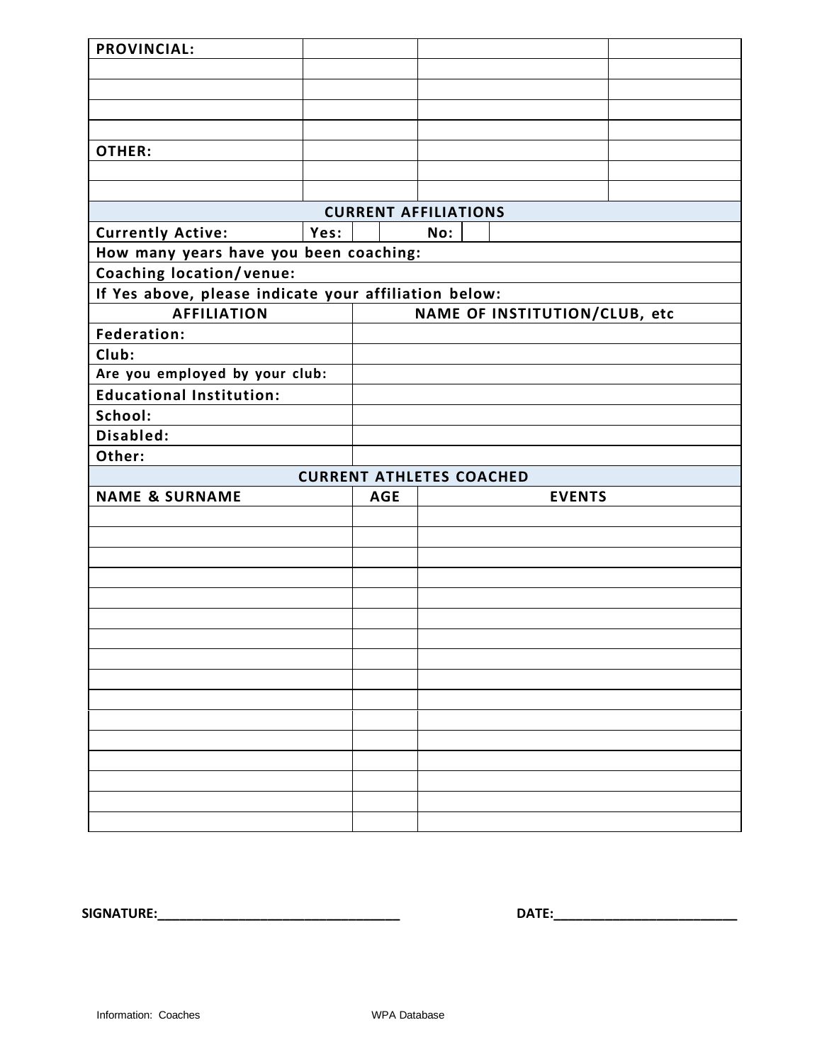| | | | |
|---|---|---|---|
| **PROVINCIAL:** | | | |
| | | | |
| | | | |
| | | | |
| | | | |
| **OTHER:** | | | |
| | | | |
| | | | |

| **CURRENT AFFILIATIONS** | | | | |
|---|---|---|---|---|
| **Currently Active:** | **Yes:** | | **No:** | |
| **How many years have you been coaching:** | | | | |
| **Coaching location/venue:** | | | | |
| **If Yes above, please indicate your affiliation below:** | | | | |

| **AFFILIATION** | **NAME OF INSTITUTION/CLUB, etc** |
|---|---|
| **Federation:** | |
| **Club:** | |
| **Are you employed by your club:** | |
| **Educational Institution:** | |
| **School:** | |
| **Disabled:** | |
| **Other:** | |

**CURRENT ATHLETES COACHED**

| **NAME & SURNAME** | **AGE** | **EVENTS** |
|---|---|---|
| | | |
| | | |
| | | |
| | | |
| | | |
| | | |
| | | |
| | | |
| | | |
| | | |
| | | |
| | | |
| | | |
| | | |
| | | |
| | | |

**SIGNATURE:**_________________________________ **DATE:**_________________________